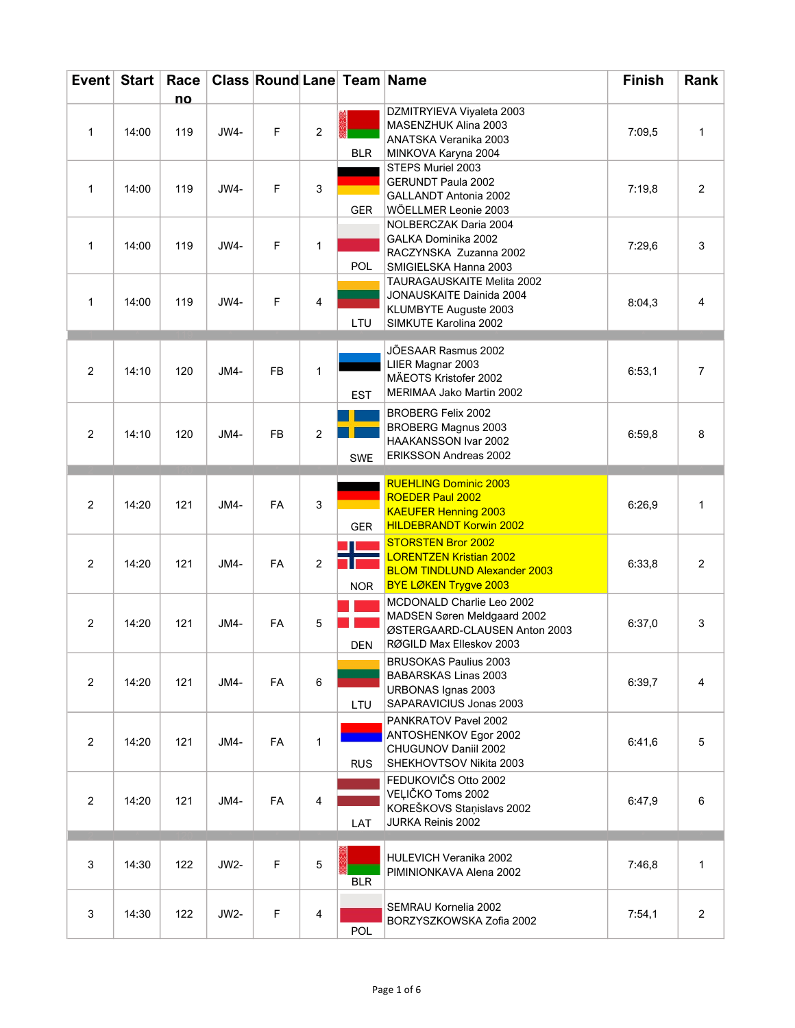| Event | Start | Race no | Class | Round | Lane | Team | Name | Finish | Rank |
|---|---|---|---|---|---|---|---|---|---|
| 1 | 14:00 | 119 | JW4- | F | 2 | BLR | DZMITRYIEVA Viyaleta 2003<br>MASENZHUK Alina 2003<br>ANATSKA Veranika 2003<br>MINKOVA Karyna 2004 | 7:09,5 | 1 |
| 1 | 14:00 | 119 | JW4- | F | 3 | GER | STEPS Muriel 2003<br>GERUNDT Paula 2002<br>GALLANDT Antonia 2002<br>WÖELLMER Leonie 2003 | 7:19,8 | 2 |
| 1 | 14:00 | 119 | JW4- | F | 1 | POL | NOLBERCZAK Daria 2004<br>GALKA Dominika 2002<br>RACZYNSKA Zuzanna 2002<br>SMIGIELSKA Hanna 2003 | 7:29,6 | 3 |
| 1 | 14:00 | 119 | JW4- | F | 4 | LTU | TAURAGAUSKAITE Melita 2002<br>JONAUSKAITE Dainida 2004<br>KLUMBYTE Auguste 2003<br>SIMKUTE Karolina 2002 | 8:04,3 | 4 |
| 2 | 14:10 | 120 | JM4- | FB | 1 | EST | JÕESAAR Rasmus 2002<br>LIIER Magnar 2003<br>MÄEOTS Kristofer 2002<br>MERIMAA Jako Martin 2002 | 6:53,1 | 7 |
| 2 | 14:10 | 120 | JM4- | FB | 2 | SWE | BROBERG Felix 2002<br>BROBERG Magnus 2003<br>HAAKANSSON Ivar 2002<br>ERIKSSON Andreas 2002 | 6:59,8 | 8 |
| 2 | 14:20 | 121 | JM4- | FA | 3 | GER | RUEHLING Dominic 2003<br>ROEDER Paul 2002<br>KAEUFER Henning 2003<br>HILDEBRANDT Korwin 2002 | 6:26,9 | 1 |
| 2 | 14:20 | 121 | JM4- | FA | 2 | NOR | STORSTEN Bror 2002<br>LORENTZEN Kristian 2002<br>BLOM TINDLUND Alexander 2003<br>BYE LØKEN Trygve 2003 | 6:33,8 | 2 |
| 2 | 14:20 | 121 | JM4- | FA | 5 | DEN | MCDONALD Charlie Leo 2002<br>MADSEN Søren Meldgaard 2002<br>ØSTERGAARD-CLAUSEN Anton 2003<br>RØGILD Max Elleskov 2003 | 6:37,0 | 3 |
| 2 | 14:20 | 121 | JM4- | FA | 6 | LTU | BRUSOKAS Paulius 2003<br>BABARSKAS Linas 2003<br>URBONAS Ignas 2003<br>SAPARAVICIUS Jonas 2003 | 6:39,7 | 4 |
| 2 | 14:20 | 121 | JM4- | FA | 1 | RUS | PANKRATOV Pavel 2002<br>ANTOSHENKOV Egor 2002<br>CHUGUNOV Daniil 2002<br>SHEKHOVTSOV Nikita 2003 | 6:41,6 | 5 |
| 2 | 14:20 | 121 | JM4- | FA | 4 | LAT | FEDUKOVIČS Otto 2002<br>VEĻIČKO Toms 2002<br>KOREŠKOVS Staņislavs 2002<br>JURKA Reinis 2002 | 6:47,9 | 6 |
| 3 | 14:30 | 122 | JW2- | F | 5 | BLR | HULEVICH Veranika 2002<br>PIMINIONKAVA Alena 2002 | 7:46,8 | 1 |
| 3 | 14:30 | 122 | JW2- | F | 4 | POL | SEMRAU Kornelia 2002<br>BORZYSZKOWSKA Zofia 2002 | 7:54,1 | 2 |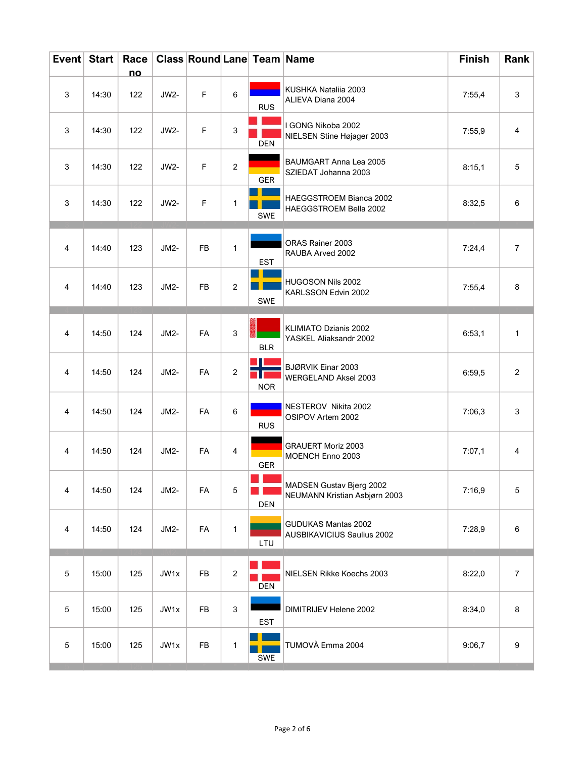| Event | Start | Race no | Class | Round | Lane | Team | Name | Finish | Rank |
| --- | --- | --- | --- | --- | --- | --- | --- | --- | --- |
| 3 | 14:30 | 122 | JW2- | F | 6 | RUS | KUSHKA Nataliia 2003<br>ALIEVA Diana 2004 | 7:55,4 | 3 |
| 3 | 14:30 | 122 | JW2- | F | 3 | DEN | I GONG Nikoba 2002<br>NIELSEN Stine Højager 2003 | 7:55,9 | 4 |
| 3 | 14:30 | 122 | JW2- | F | 2 | GER | BAUMGART Anna Lea 2005<br>SZIEDAT Johanna 2003 | 8:15,1 | 5 |
| 3 | 14:30 | 122 | JW2- | F | 1 | SWE | HAEGGSTROEM Bianca 2002<br>HAEGGSTROEM Bella 2002 | 8:32,5 | 6 |
| 4 | 14:40 | 123 | JM2- | FB | 1 | EST | ORAS Rainer 2003<br>RAUBA Arved 2002 | 7:24,4 | 7 |
| 4 | 14:40 | 123 | JM2- | FB | 2 | SWE | HUGOSON Nils 2002<br>KARLSSON Edvin 2002 | 7:55,4 | 8 |
| 4 | 14:50 | 124 | JM2- | FA | 3 | BLR | KLIMIATO Dzianis 2002<br>YASKEL Aliaksandr 2002 | 6:53,1 | 1 |
| 4 | 14:50 | 124 | JM2- | FA | 2 | NOR | BJØRVIK Einar 2003<br>WERGELAND Aksel 2003 | 6:59,5 | 2 |
| 4 | 14:50 | 124 | JM2- | FA | 6 | RUS | NESTEROV Nikita 2002<br>OSIPOV Artem 2002 | 7:06,3 | 3 |
| 4 | 14:50 | 124 | JM2- | FA | 4 | GER | GRAUERT Moriz 2003<br>MOENCH Enno 2003 | 7:07,1 | 4 |
| 4 | 14:50 | 124 | JM2- | FA | 5 | DEN | MADSEN Gustav Bjerg 2002<br>NEUMANN Kristian Asbjørn 2003 | 7:16,9 | 5 |
| 4 | 14:50 | 124 | JM2- | FA | 1 | LTU | GUDUKAS Mantas 2002<br>AUSBIKAVICIUS Saulius 2002 | 7:28,9 | 6 |
| 5 | 15:00 | 125 | JW1x | FB | 2 | DEN | NIELSEN Rikke Koechs 2003 | 8:22,0 | 7 |
| 5 | 15:00 | 125 | JW1x | FB | 3 | EST | DIMITRIJEV Helene 2002 | 8:34,0 | 8 |
| 5 | 15:00 | 125 | JW1x | FB | 1 | SWE | TUMOVÀ Emma 2004 | 9:06,7 | 9 |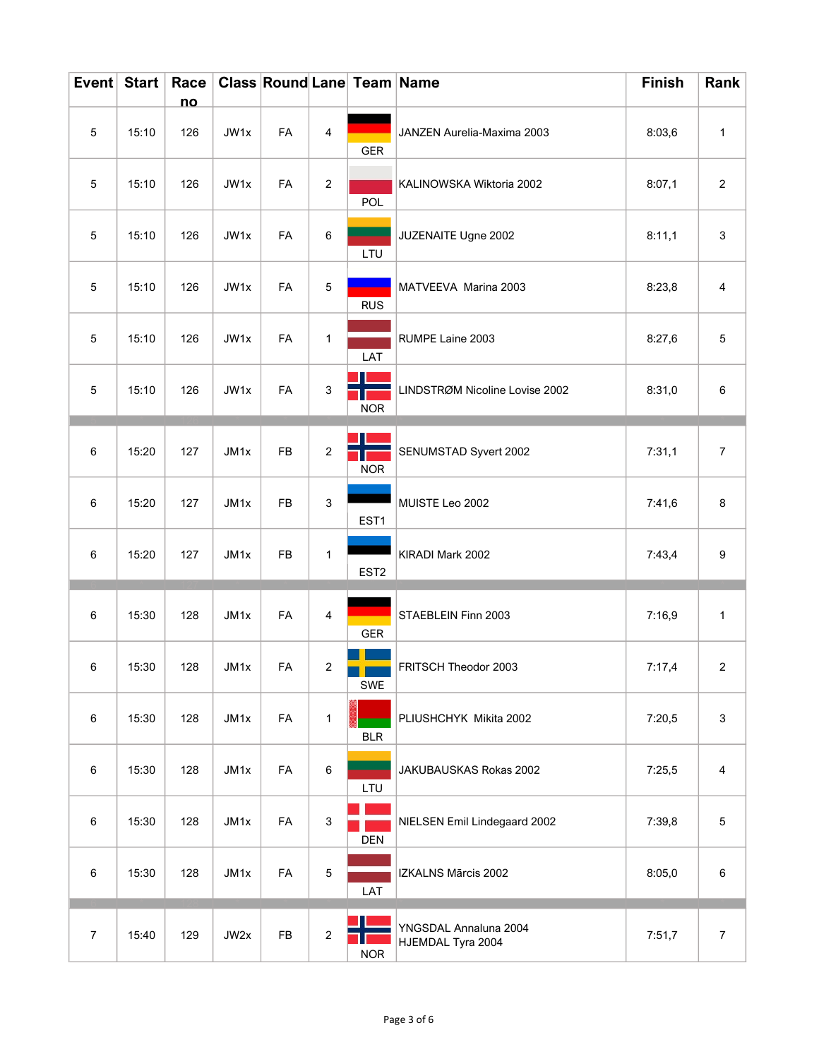| Event | Start | Race no | Class | Round | Lane | Team | Name | Finish | Rank |
|---|---|---|---|---|---|---|---|---|---|
| 5 | 15:10 | 126 | JW1x | FA | 4 | GER | JANZEN Aurelia-Maxima 2003 | 8:03,6 | 1 |
| 5 | 15:10 | 126 | JW1x | FA | 2 | POL | KALINOWSKA Wiktoria 2002 | 8:07,1 | 2 |
| 5 | 15:10 | 126 | JW1x | FA | 6 | LTU | JUZENAITE Ugne 2002 | 8:11,1 | 3 |
| 5 | 15:10 | 126 | JW1x | FA | 5 | RUS | MATVEEVA Marina 2003 | 8:23,8 | 4 |
| 5 | 15:10 | 126 | JW1x | FA | 1 | LAT | RUMPE Laine 2003 | 8:27,6 | 5 |
| 5 | 15:10 | 126 | JW1x | FA | 3 | NOR | LINDSTRØM Nicoline Lovise 2002 | 8:31,0 | 6 |
| 6 | 15:20 | 127 | JM1x | FB | 2 | NOR | SENUMSTAD Syvert 2002 | 7:31,1 | 7 |
| 6 | 15:20 | 127 | JM1x | FB | 3 | EST1 | MUISTE Leo 2002 | 7:41,6 | 8 |
| 6 | 15:20 | 127 | JM1x | FB | 1 | EST2 | KIRADI Mark 2002 | 7:43,4 | 9 |
| 6 | 15:30 | 128 | JM1x | FA | 4 | GER | STAEBLEIN Finn 2003 | 7:16,9 | 1 |
| 6 | 15:30 | 128 | JM1x | FA | 2 | SWE | FRITSCH Theodor 2003 | 7:17,4 | 2 |
| 6 | 15:30 | 128 | JM1x | FA | 1 | BLR | PLIUSHCHYK Mikita 2002 | 7:20,5 | 3 |
| 6 | 15:30 | 128 | JM1x | FA | 6 | LTU | JAKUBAUSKAS Rokas 2002 | 7:25,5 | 4 |
| 6 | 15:30 | 128 | JM1x | FA | 3 | DEN | NIELSEN Emil Lindegaard 2002 | 7:39,8 | 5 |
| 6 | 15:30 | 128 | JM1x | FA | 5 | LAT | IZKALNS Mārcis 2002 | 8:05,0 | 6 |
| 7 | 15:40 | 129 | JW2x | FB | 2 | NOR | YNGSDAL Annaluna 2004<br>HJEMDAL Tyra 2004 | 7:51,7 | 7 |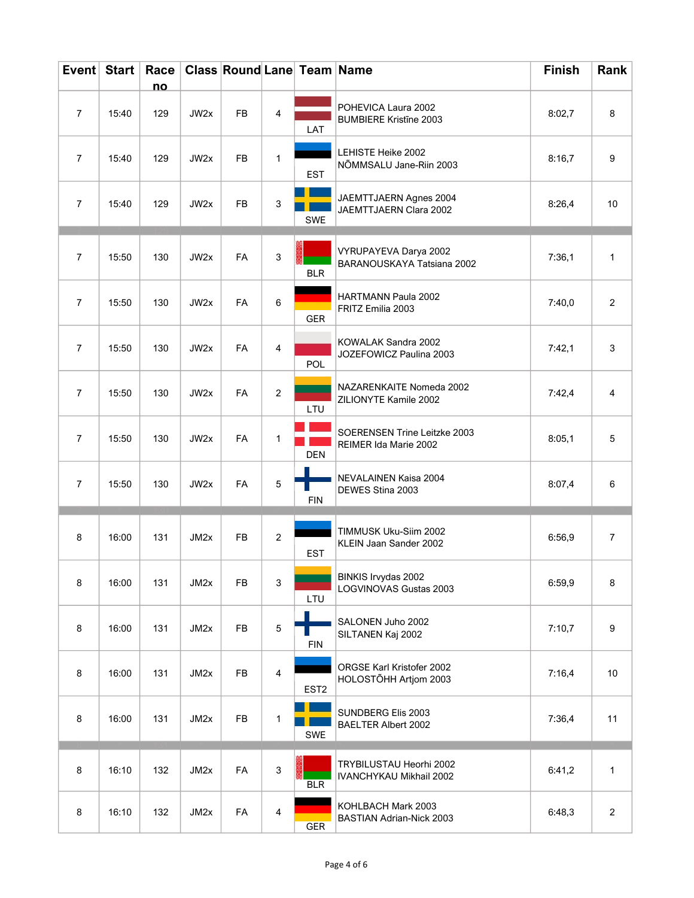| Event | Start | Race no | Class | Round | Lane | Team | Name | Finish | Rank |
|---|---|---|---|---|---|---|---|---|---|
| 7 | 15:40 | 129 | JW2x | FB | 4 | LAT | POHEVICA Laura 2002<br>BUMBIERE Kristīne 2003 | 8:02,7 | 8 |
| 7 | 15:40 | 129 | JW2x | FB | 1 | EST | LEHISTE Heike 2002<br>NÕMMSALU Jane-Riin 2003 | 8:16,7 | 9 |
| 7 | 15:40 | 129 | JW2x | FB | 3 | SWE | JAEMTTJAERN Agnes 2004<br>JAEMTTJAERN Clara 2002 | 8:26,4 | 10 |
| 7 | 15:50 | 130 | JW2x | FA | 3 | BLR | VYRUPAYEVA Darya 2002<br>BARANOUSKAYA Tatsiana 2002 | 7:36,1 | 1 |
| 7 | 15:50 | 130 | JW2x | FA | 6 | GER | HARTMANN Paula 2002<br>FRITZ Emilia 2003 | 7:40,0 | 2 |
| 7 | 15:50 | 130 | JW2x | FA | 4 | POL | KOWALAK Sandra 2002<br>JOZEFOWICZ Paulina 2003 | 7:42,1 | 3 |
| 7 | 15:50 | 130 | JW2x | FA | 2 | LTU | NAZARENKAITE Nomeda 2002<br>ZILIONYTE Kamile 2002 | 7:42,4 | 4 |
| 7 | 15:50 | 130 | JW2x | FA | 1 | DEN | SOERENSEN Trine Leitzke 2003<br>REIMER Ida Marie 2002 | 8:05,1 | 5 |
| 7 | 15:50 | 130 | JW2x | FA | 5 | FIN | NEVALAINEN Kaisa 2004<br>DEWES Stina 2003 | 8:07,4 | 6 |
| 8 | 16:00 | 131 | JM2x | FB | 2 | EST | TIMMUSK Uku-Siim 2002<br>KLEIN Jaan Sander 2002 | 6:56,9 | 7 |
| 8 | 16:00 | 131 | JM2x | FB | 3 | LTU | BINKIS Irvydas 2002<br>LOGVINOVAS Gustas 2003 | 6:59,9 | 8 |
| 8 | 16:00 | 131 | JM2x | FB | 5 | FIN | SALONEN Juho 2002<br>SILTANEN Kaj 2002 | 7:10,7 | 9 |
| 8 | 16:00 | 131 | JM2x | FB | 4 | EST2 | ORGSE Karl Kristofer 2002<br>HOLOSTÕHH Artjom 2003 | 7:16,4 | 10 |
| 8 | 16:00 | 131 | JM2x | FB | 1 | SWE | SUNDBERG Elis 2003<br>BAELTER Albert 2002 | 7:36,4 | 11 |
| 8 | 16:10 | 132 | JM2x | FA | 3 | BLR | TRYBILUSTAU Heorhi 2002<br>IVANCHYKAU Mikhail 2002 | 6:41,2 | 1 |
| 8 | 16:10 | 132 | JM2x | FA | 4 | GER | KOHLBACH Mark 2003<br>BASTIAN Adrian-Nick 2003 | 6:48,3 | 2 |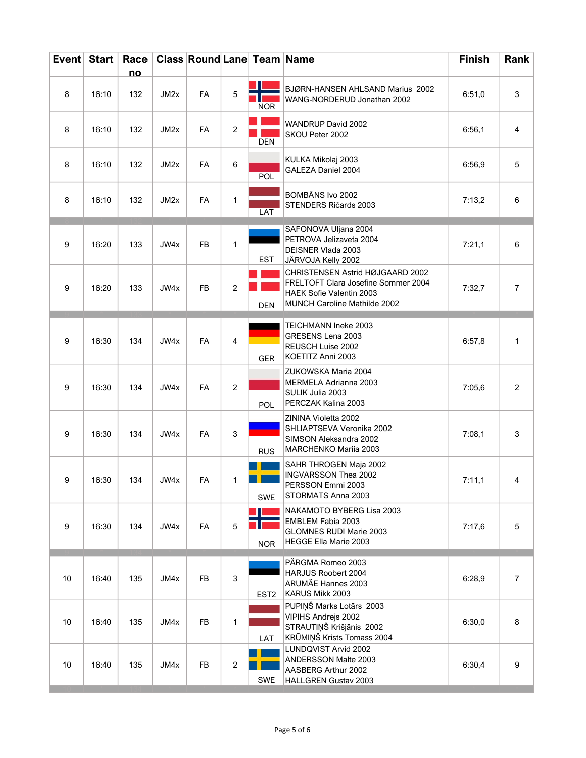| Event | Start | Race no | Class | Round | Lane | Team | Name | Finish | Rank |
|---|---|---|---|---|---|---|---|---|---|
| 8 | 16:10 | 132 | JM2x | FA | 5 | NOR | BJØRN-HANSEN AHLSAND Marius 2002<br>WANG-NORDERUD Jonathan 2002 | 6:51,0 | 3 |
| 8 | 16:10 | 132 | JM2x | FA | 2 | DEN | WANDRUP David 2002<br>SKOU Peter 2002 | 6:56,1 | 4 |
| 8 | 16:10 | 132 | JM2x | FA | 6 | POL | KULKA Mikolaj 2003<br>GALEZA Daniel 2004 | 6:56,9 | 5 |
| 8 | 16:10 | 132 | JM2x | FA | 1 | LAT | BOMBĀNS Ivo 2002<br>STENDERS Ričards 2003 | 7:13,2 | 6 |
| 9 | 16:20 | 133 | JW4x | FB | 1 | EST | SAFONOVA Uljana 2004<br>PETROVA Jelizaveta 2004<br>DEISNER Vlada 2003<br>JÄRVOJA Kelly 2002 | 7:21,1 | 6 |
| 9 | 16:20 | 133 | JW4x | FB | 2 | DEN | CHRISTENSEN Astrid HØJGAARD 2002<br>FRELTOFT Clara Josefine Sommer 2004<br>HAEK Sofie Valentin 2003<br>MUNCH Caroline Mathilde 2002 | 7:32,7 | 7 |
| 9 | 16:30 | 134 | JW4x | FA | 4 | GER | TEICHMANN Ineke 2003<br>GRESENS Lena 2003<br>REUSCH Luise 2002<br>KOETITZ Anni 2003 | 6:57,8 | 1 |
| 9 | 16:30 | 134 | JW4x | FA | 2 | POL | ZUKOWSKA Maria 2004<br>MERMELA Adrianna 2003<br>SULIK Julia 2003<br>PERCZAK Kalina 2003 | 7:05,6 | 2 |
| 9 | 16:30 | 134 | JW4x | FA | 3 | RUS | ZININA Violetta 2002<br>SHLIAPTSEVA Veronika 2002<br>SIMSON Aleksandra 2002<br>MARCHENKO Mariia 2003 | 7:08,1 | 3 |
| 9 | 16:30 | 134 | JW4x | FA | 1 | SWE | SAHR THROGEN Maja 2002<br>INGVARSSON Thea 2002<br>PERSSON Emmi 2003<br>STORMATS Anna 2003 | 7:11,1 | 4 |
| 9 | 16:30 | 134 | JW4x | FA | 5 | NOR | NAKAMOTO BYBERG Lisa 2003<br>EMBLEM Fabia 2003<br>GLOMNES RUDI Marie 2003<br>HEGGE Ella Marie 2003 | 7:17,6 | 5 |
| 10 | 16:40 | 135 | JM4x | FB | 3 | EST2 | PÄRGMA Romeo 2003<br>HARJUS Roobert 2004<br>ARUMÄE Hannes 2003<br>KARUS Mikk 2003 | 6:28,9 | 7 |
| 10 | 16:40 | 135 | JM4x | FB | 1 | LAT | PUPIŅŠ Marks Lotārs 2003<br>VIPIHS Andrejs 2002<br>STRAUTIŅŠ Krišjānis 2002<br>KRŪMIŅŠ Krists Tomass 2004 | 6:30,0 | 8 |
| 10 | 16:40 | 135 | JM4x | FB | 2 | SWE | LUNDQVIST Arvid 2002<br>ANDERSSON Malte 2003<br>AASBERG Arthur 2002<br>HALLGREN Gustav 2003 | 6:30,4 | 9 |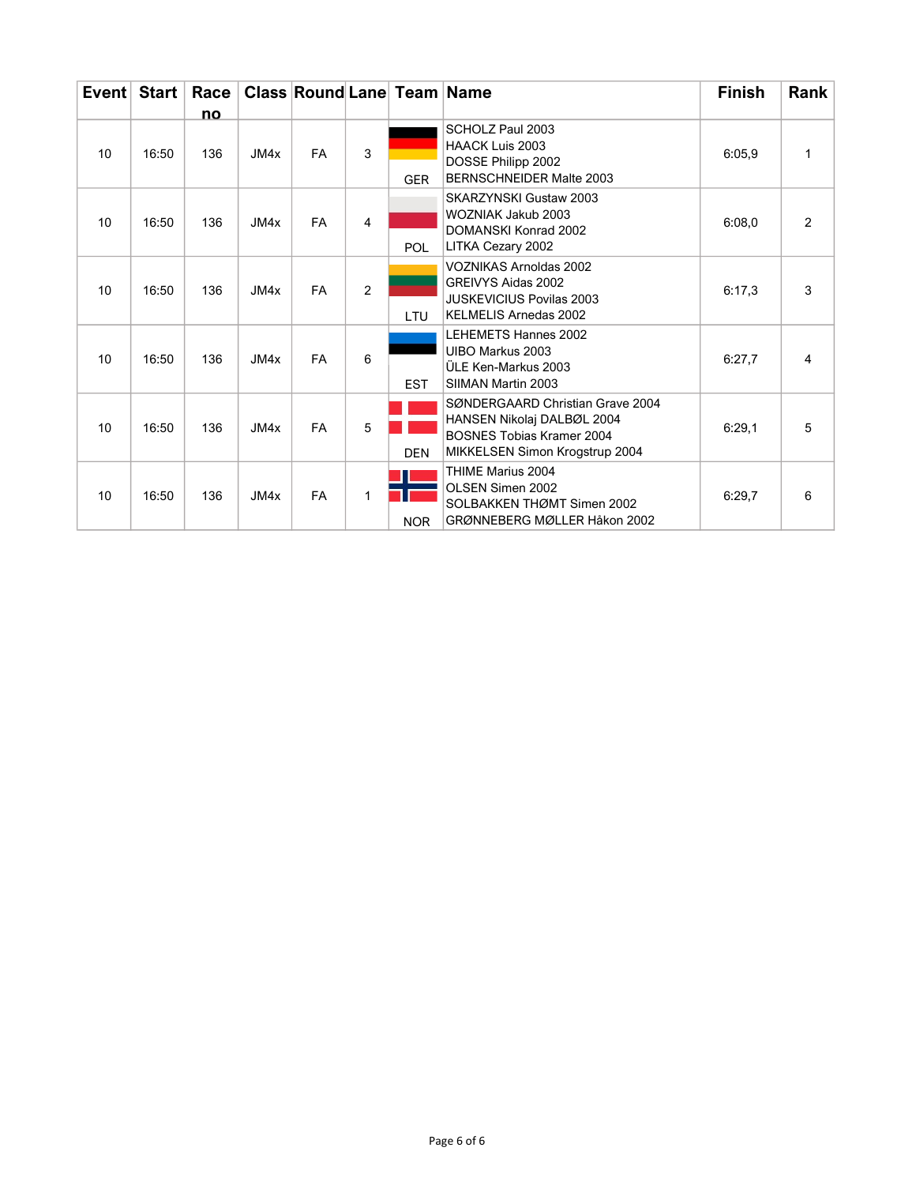| Event | Start | Race no | Class | Round | Lane | Team | Name | Finish | Rank |
|---|---|---|---|---|---|---|---|---|---|
| 10 | 16:50 | 136 | JM4x | FA | 3 | GER | SCHOLZ Paul 2003<br>HAACK Luis 2003<br>DOSSE Philipp 2002<br>BERNSCHNEIDER Malte 2003 | 6:05,9 | 1 |
| 10 | 16:50 | 136 | JM4x | FA | 4 | POL | SKARZYNSKI Gustaw 2003<br>WOZNIAK Jakub 2003<br>DOMANSKI Konrad 2002<br>LITKA Cezary 2002 | 6:08,0 | 2 |
| 10 | 16:50 | 136 | JM4x | FA | 2 | LTU | VOZNIKAS Arnoldas 2002<br>GREIVYS Aidas 2002<br>JUSKEVICIUS Povilas 2003<br>KELMELIS Arnedas 2002 | 6:17,3 | 3 |
| 10 | 16:50 | 136 | JM4x | FA | 6 | EST | LEHEMETS Hannes 2002<br>UIBO Markus 2003<br>ÜLE Ken-Markus 2003<br>SIIMAN Martin 2003 | 6:27,7 | 4 |
| 10 | 16:50 | 136 | JM4x | FA | 5 | DEN | SØNDERGAARD Christian Grave 2004<br>HANSEN Nikolaj DALBØL 2004<br>BOSNES Tobias Kramer 2004<br>MIKKELSEN Simon Krogstrup 2004 | 6:29,1 | 5 |
| 10 | 16:50 | 136 | JM4x | FA | 1 | NOR | THIME Marius 2004<br>OLSEN Simen 2002<br>SOLBAKKEN THØMT Simen 2002<br>GRØNNEBERG MØLLER Håkon 2002 | 6:29,7 | 6 |